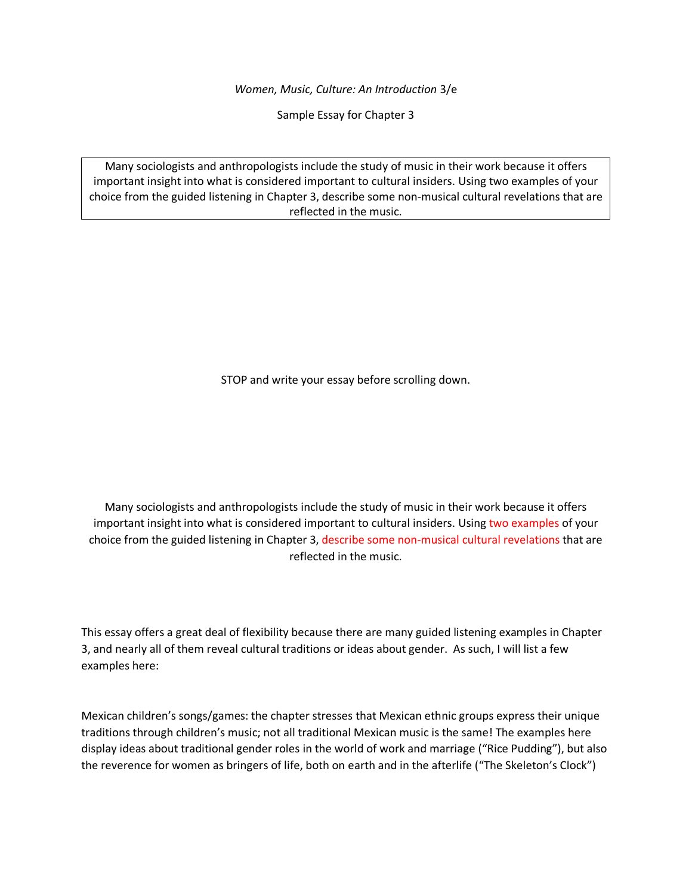*Women, Music, Culture: An Introduction* 3/e

Sample Essay for Chapter 3

> Many sociologists and anthropologists include the study of music in their work because it offers important insight into what is considered important to cultural insiders. Using two examples of your choice from the guided listening in Chapter 3, describe some non-musical cultural revelations that are reflected in the music.

STOP and write your essay before scrolling down.

Many sociologists and anthropologists include the study of music in their work because it offers important insight into what is considered important to cultural insiders. Using two examples of your choice from the guided listening in Chapter 3, describe some non-musical cultural revelations that are reflected in the music.

This essay offers a great deal of flexibility because there are many guided listening examples in Chapter 3, and nearly all of them reveal cultural traditions or ideas about gender. As such, I will list a few examples here:

Mexican children's songs/games: the chapter stresses that Mexican ethnic groups express their unique traditions through children's music; not all traditional Mexican music is the same! The examples here display ideas about traditional gender roles in the world of work and marriage ("Rice Pudding"), but also the reverence for women as bringers of life, both on earth and in the afterlife ("The Skeleton's Clock")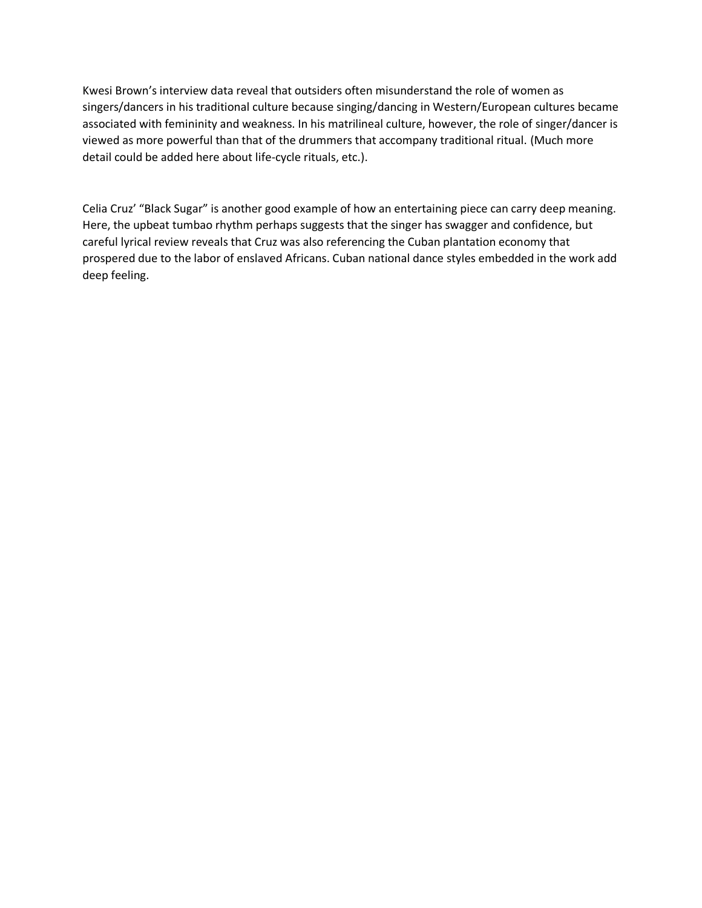Kwesi Brown's interview data reveal that outsiders often misunderstand the role of women as singers/dancers in his traditional culture because singing/dancing in Western/European cultures became associated with femininity and weakness. In his matrilineal culture, however, the role of singer/dancer is viewed as more powerful than that of the drummers that accompany traditional ritual. (Much more detail could be added here about life-cycle rituals, etc.).

Celia Cruz' "Black Sugar" is another good example of how an entertaining piece can carry deep meaning. Here, the upbeat tumbao rhythm perhaps suggests that the singer has swagger and confidence, but careful lyrical review reveals that Cruz was also referencing the Cuban plantation economy that prospered due to the labor of enslaved Africans. Cuban national dance styles embedded in the work add deep feeling.